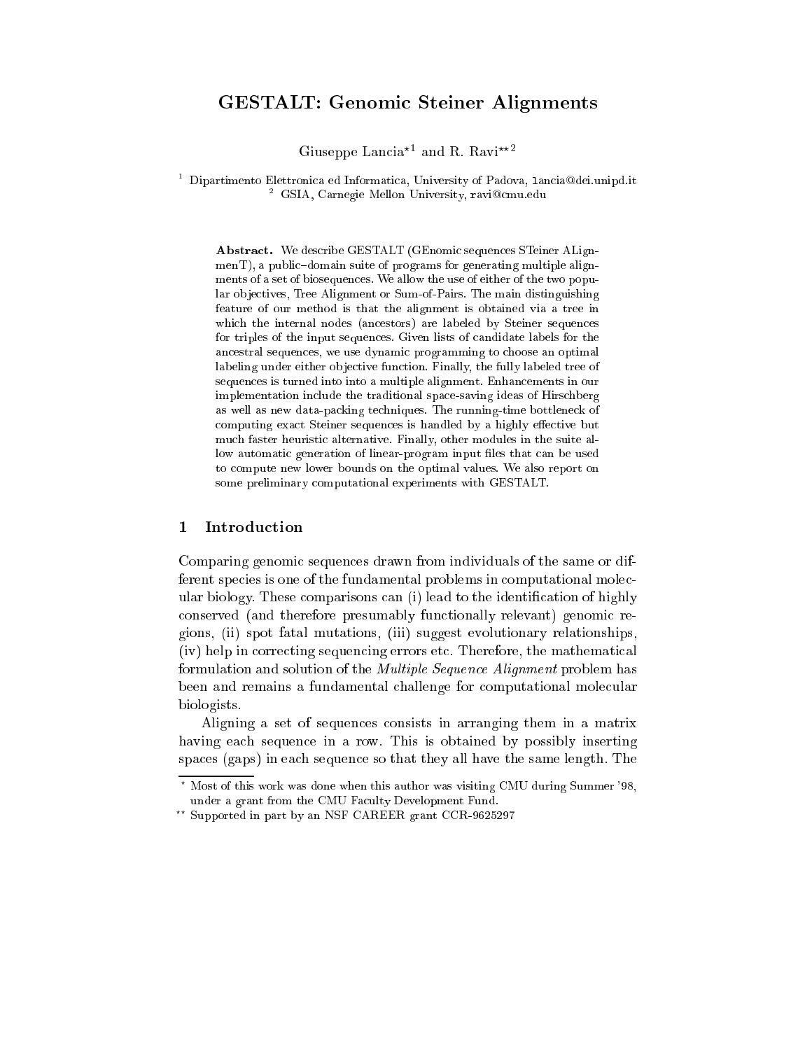# GESTALT: Genomic Steiner Alignments

Giuseppe Lancia*[1] and R. Ravi**[2]

[1] Dipartimento Elettronica ed Informatica, University of Padova, lancia@dei.unipd.it
[2] GSIA, Carnegie Mellon University, ravi@cmu.edu

**Abstract.** We describe GESTALT (GEnomic sequences STeiner ALignmenT), a public–domain suite of programs for generating multiple alignments of a set of biosequences. We allow the use of either of the two popular objectives, Tree Alignment or Sum-of-Pairs. The main distinguishing feature of our method is that the alignment is obtained via a tree in which the internal nodes (ancestors) are labeled by Steiner sequences for triples of the input sequences. Given lists of candidate labels for the ancestral sequences, we use dynamic programming to choose an optimal labeling under either objective function. Finally, the fully labeled tree of sequences is turned into into a multiple alignment. Enhancements in our implementation include the traditional space-saving ideas of Hirschberg as well as new data-packing techniques. The running-time bottleneck of computing exact Steiner sequences is handled by a highly effective but much faster heuristic alternative. Finally, other modules in the suite allow automatic generation of linear-program input files that can be used to compute new lower bounds on the optimal values. We also report on some preliminary computational experiments with GESTALT.

## 1 Introduction

Comparing genomic sequences drawn from individuals of the same or different species is one of the fundamental problems in computational molecular biology. These comparisons can (i) lead to the identification of highly conserved (and therefore presumably functionally relevant) genomic regions, (ii) spot fatal mutations, (iii) suggest evolutionary relationships, (iv) help in correcting sequencing errors etc. Therefore, the mathematical formulation and solution of the *Multiple Sequence Alignment* problem has been and remains a fundamental challenge for computational molecular biologists.

Aligning a set of sequences consists in arranging them in a matrix having each sequence in a row. This is obtained by possibly inserting spaces (gaps) in each sequence so that they all have the same length. The

* Most of this work was done when this author was visiting CMU during Summer '98, under a grant from the CMU Faculty Development Fund.

** Supported in part by an NSF CAREER grant CCR-9625297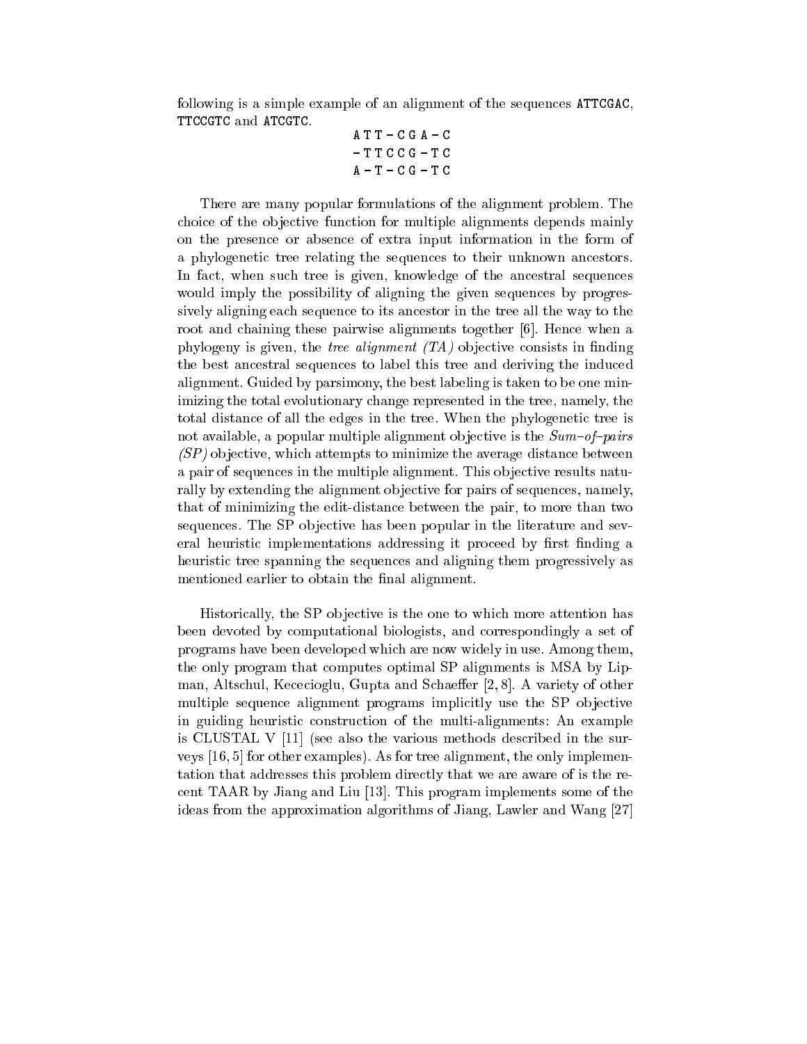following is a simple example of an alignment of the sequences ATTCGAC, TTCCGTC and ATCGTC.

```
A T T - C G A - C
- T T C C G - T C
A - T - C G - T C
```

There are many popular formulations of the alignment problem. The choice of the objective function for multiple alignments depends mainly on the presence or absence of extra input information in the form of a phylogenetic tree relating the sequences to their unknown ancestors. In fact, when such tree is given, knowledge of the ancestral sequences would imply the possibility of aligning the given sequences by progressively aligning each sequence to its ancestor in the tree all the way to the root and chaining these pairwise alignments together [6]. Hence when a phylogeny is given, the *tree alignment (TA)* objective consists in finding the best ancestral sequences to label this tree and deriving the induced alignment. Guided by parsimony, the best labeling is taken to be one minimizing the total evolutionary change represented in the tree, namely, the total distance of all the edges in the tree. When the phylogenetic tree is not available, a popular multiple alignment objective is the *Sum–of–pairs (SP)* objective, which attempts to minimize the average distance between a pair of sequences in the multiple alignment. This objective results naturally by extending the alignment objective for pairs of sequences, namely, that of minimizing the edit-distance between the pair, to more than two sequences. The SP objective has been popular in the literature and several heuristic implementations addressing it proceed by first finding a heuristic tree spanning the sequences and aligning them progressively as mentioned earlier to obtain the final alignment.

Historically, the SP objective is the one to which more attention has been devoted by computational biologists, and correspondingly a set of programs have been developed which are now widely in use. Among them, the only program that computes optimal SP alignments is MSA by Lipman, Altschul, Kececioglu, Gupta and Schaeffer [2, 8]. A variety of other multiple sequence alignment programs implicitly use the SP objective in guiding heuristic construction of the multi-alignments: An example is CLUSTAL V [11] (see also the various methods described in the surveys [16, 5] for other examples). As for tree alignment, the only implementation that addresses this problem directly that we are aware of is the recent TAAR by Jiang and Liu [13]. This program implements some of the ideas from the approximation algorithms of Jiang, Lawler and Wang [27]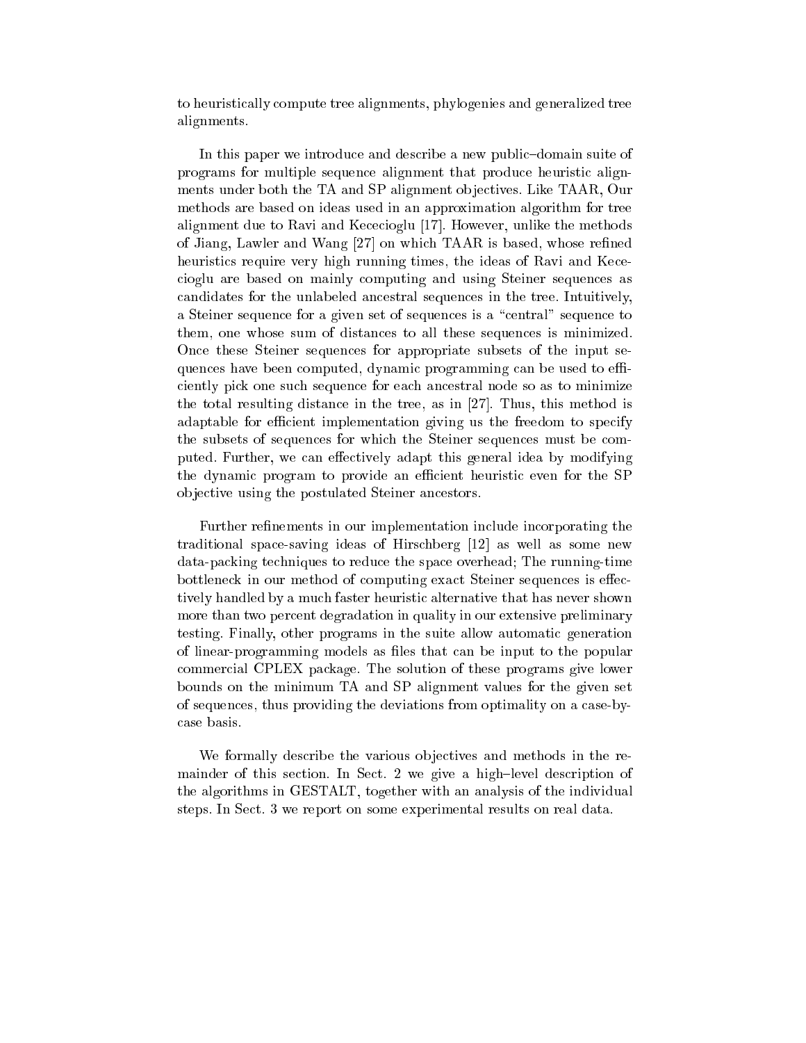to heuristically compute tree alignments, phylogenies and generalized tree alignments.

In this paper we introduce and describe a new public–domain suite of programs for multiple sequence alignment that produce heuristic alignments under both the TA and SP alignment objectives. Like TAAR, Our methods are based on ideas used in an approximation algorithm for tree alignment due to Ravi and Kececioglu [17]. However, unlike the methods of Jiang, Lawler and Wang [27] on which TAAR is based, whose refined heuristics require very high running times, the ideas of Ravi and Kececioglu are based on mainly computing and using Steiner sequences as candidates for the unlabeled ancestral sequences in the tree. Intuitively, a Steiner sequence for a given set of sequences is a "central" sequence to them, one whose sum of distances to all these sequences is minimized. Once these Steiner sequences for appropriate subsets of the input sequences have been computed, dynamic programming can be used to efficiently pick one such sequence for each ancestral node so as to minimize the total resulting distance in the tree, as in [27]. Thus, this method is adaptable for efficient implementation giving us the freedom to specify the subsets of sequences for which the Steiner sequences must be computed. Further, we can effectively adapt this general idea by modifying the dynamic program to provide an efficient heuristic even for the SP objective using the postulated Steiner ancestors.

Further refinements in our implementation include incorporating the traditional space-saving ideas of Hirschberg [12] as well as some new data-packing techniques to reduce the space overhead; The running-time bottleneck in our method of computing exact Steiner sequences is effectively handled by a much faster heuristic alternative that has never shown more than two percent degradation in quality in our extensive preliminary testing. Finally, other programs in the suite allow automatic generation of linear-programming models as files that can be input to the popular commercial CPLEX package. The solution of these programs give lower bounds on the minimum TA and SP alignment values for the given set of sequences, thus providing the deviations from optimality on a case-by-case basis.

We formally describe the various objectives and methods in the remainder of this section. In Sect. 2 we give a high–level description of the algorithms in GESTALT, together with an analysis of the individual steps. In Sect. 3 we report on some experimental results on real data.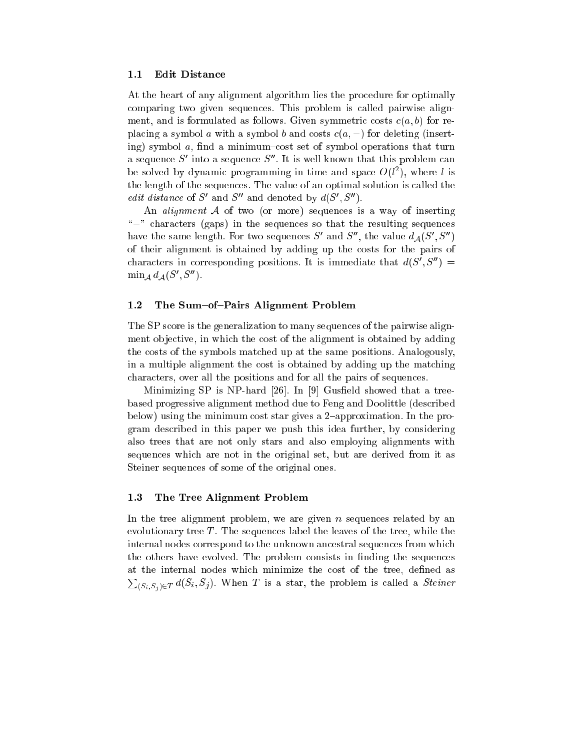### 1.1 Edit Distance

At the heart of any alignment algorithm lies the procedure for optimally comparing two given sequences. This problem is called pairwise alignment, and is formulated as follows. Given symmetric costs $c(a, b)$ for replacing a symbol $a$ with a symbol $b$ and costs $c(a, -)$ for deleting (inserting) symbol $a$, find a minimum–cost set of symbol operations that turn a sequence $S'$ into a sequence $S''$. It is well known that this problem can be solved by dynamic programming in time and space $O(l^2)$, where $l$ is the length of the sequences. The value of an optimal solution is called the *edit distance* of $S'$ and $S''$ and denoted by $d(S', S'')$.

An *alignment* $\mathcal{A}$ of two (or more) sequences is a way of inserting "$-$" characters (gaps) in the sequences so that the resulting sequences have the same length. For two sequences $S'$ and $S''$, the value $d_{\mathcal{A}}(S', S'')$ of their alignment is obtained by adding up the costs for the pairs of characters in corresponding positions. It is immediate that $d(S', S'') = \min_{\mathcal{A}} d_{\mathcal{A}}(S', S'')$.

### 1.2 The Sum–of–Pairs Alignment Problem

The SP score is the generalization to many sequences of the pairwise alignment objective, in which the cost of the alignment is obtained by adding the costs of the symbols matched up at the same positions. Analogously, in a multiple alignment the cost is obtained by adding up the matching characters, over all the positions and for all the pairs of sequences.

Minimizing SP is NP-hard [26]. In [9] Gusfield showed that a tree-based progressive alignment method due to Feng and Doolittle (described below) using the minimum cost star gives a 2–approximation. In the program described in this paper we push this idea further, by considering also trees that are not only stars and also employing alignments with sequences which are not in the original set, but are derived from it as Steiner sequences of some of the original ones.

### 1.3 The Tree Alignment Problem

In the tree alignment problem, we are given $n$ sequences related by an evolutionary tree $T$. The sequences label the leaves of the tree, while the internal nodes correspond to the unknown ancestral sequences from which the others have evolved. The problem consists in finding the sequences at the internal nodes which minimize the cost of the tree, defined as $\sum_{(S_i,S_j) \in T} d(S_i, S_j)$. When $T$ is a star, the problem is called a *Steiner*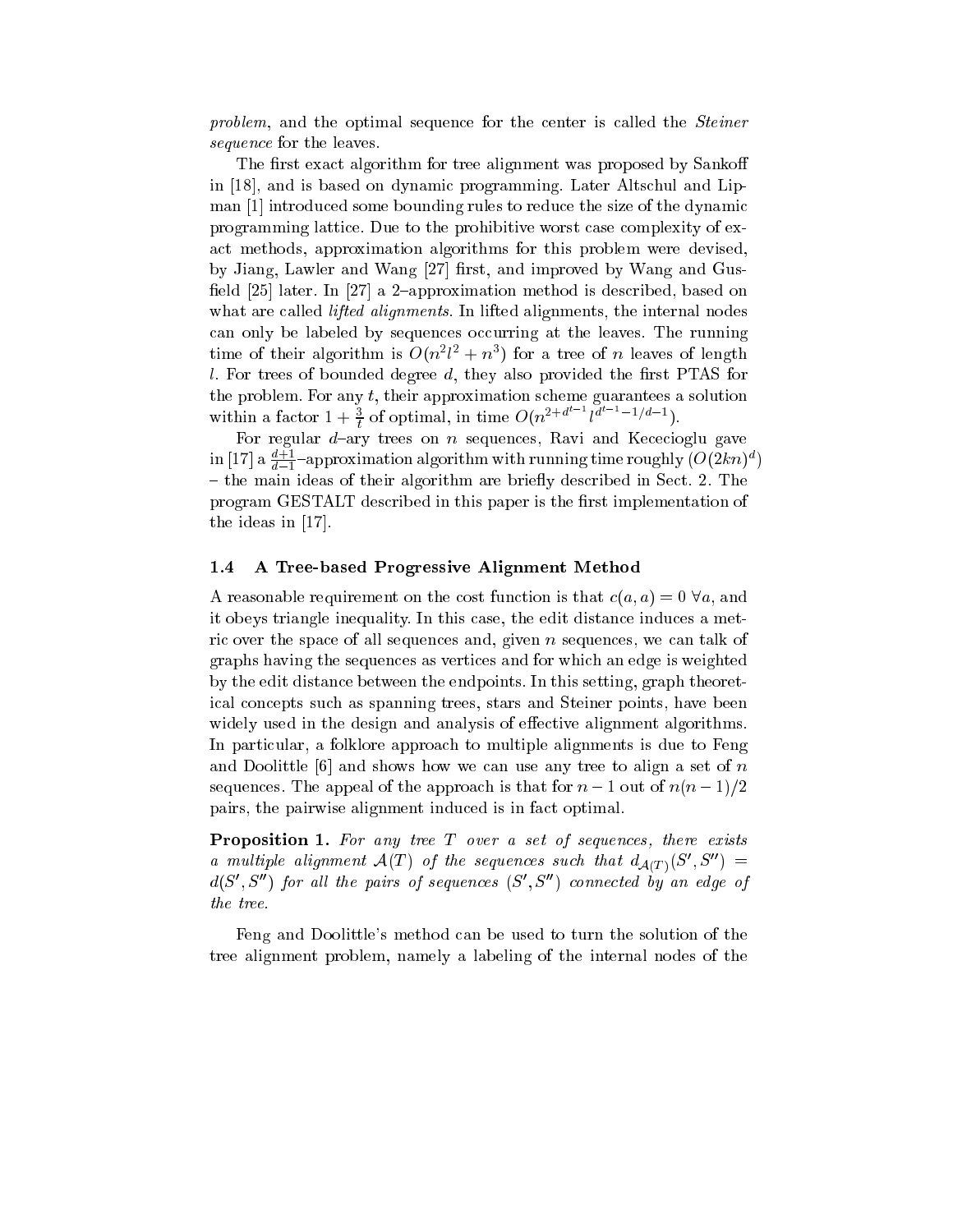*problem*, and the optimal sequence for the center is called the *Steiner sequence* for the leaves.

The first exact algorithm for tree alignment was proposed by Sankoff in [18], and is based on dynamic programming. Later Altschul and Lipman [1] introduced some bounding rules to reduce the size of the dynamic programming lattice. Due to the prohibitive worst case complexity of exact methods, approximation algorithms for this problem were devised, by Jiang, Lawler and Wang [27] first, and improved by Wang and Gusfield [25] later. In [27] a 2–approximation method is described, based on what are called *lifted alignments*. In lifted alignments, the internal nodes can only be labeled by sequences occurring at the leaves. The running time of their algorithm is $O(n^2 l^2 + n^3)$ for a tree of $n$ leaves of length $l$. For trees of bounded degree $d$, they also provided the first PTAS for the problem. For any $t$, their approximation scheme guarantees a solution within a factor $1 + \frac{3}{t}$ of optimal, in time $O(n^{2+d^{t-1}} l^{d^{t-1}-1/d-1})$.

For regular $d$–ary trees on $n$ sequences, Ravi and Kececioglu gave in [17] a $\frac{d+1}{d-1}$–approximation algorithm with running time roughly $(O(2kn)^d)$ – the main ideas of their algorithm are briefly described in Sect. 2. The program GESTALT described in this paper is the first implementation of the ideas in [17].

### 1.4 A Tree-based Progressive Alignment Method

A reasonable requirement on the cost function is that $c(a, a) = 0 \; \forall a$, and it obeys triangle inequality. In this case, the edit distance induces a metric over the space of all sequences and, given $n$ sequences, we can talk of graphs having the sequences as vertices and for which an edge is weighted by the edit distance between the endpoints. In this setting, graph theoretical concepts such as spanning trees, stars and Steiner points, have been widely used in the design and analysis of effective alignment algorithms. In particular, a folklore approach to multiple alignments is due to Feng and Doolittle [6] and shows how we can use any tree to align a set of $n$ sequences. The appeal of the approach is that for $n-1$ out of $n(n-1)/2$ pairs, the pairwise alignment induced is in fact optimal.

**Proposition 1.** *For any tree $T$ over a set of sequences, there exists a multiple alignment $\mathcal{A}(T)$ of the sequences such that $d_{\mathcal{A}(T)}(S', S'') = d(S', S'')$ for all the pairs of sequences $(S', S'')$ connected by an edge of the tree.*

Feng and Doolittle's method can be used to turn the solution of the tree alignment problem, namely a labeling of the internal nodes of the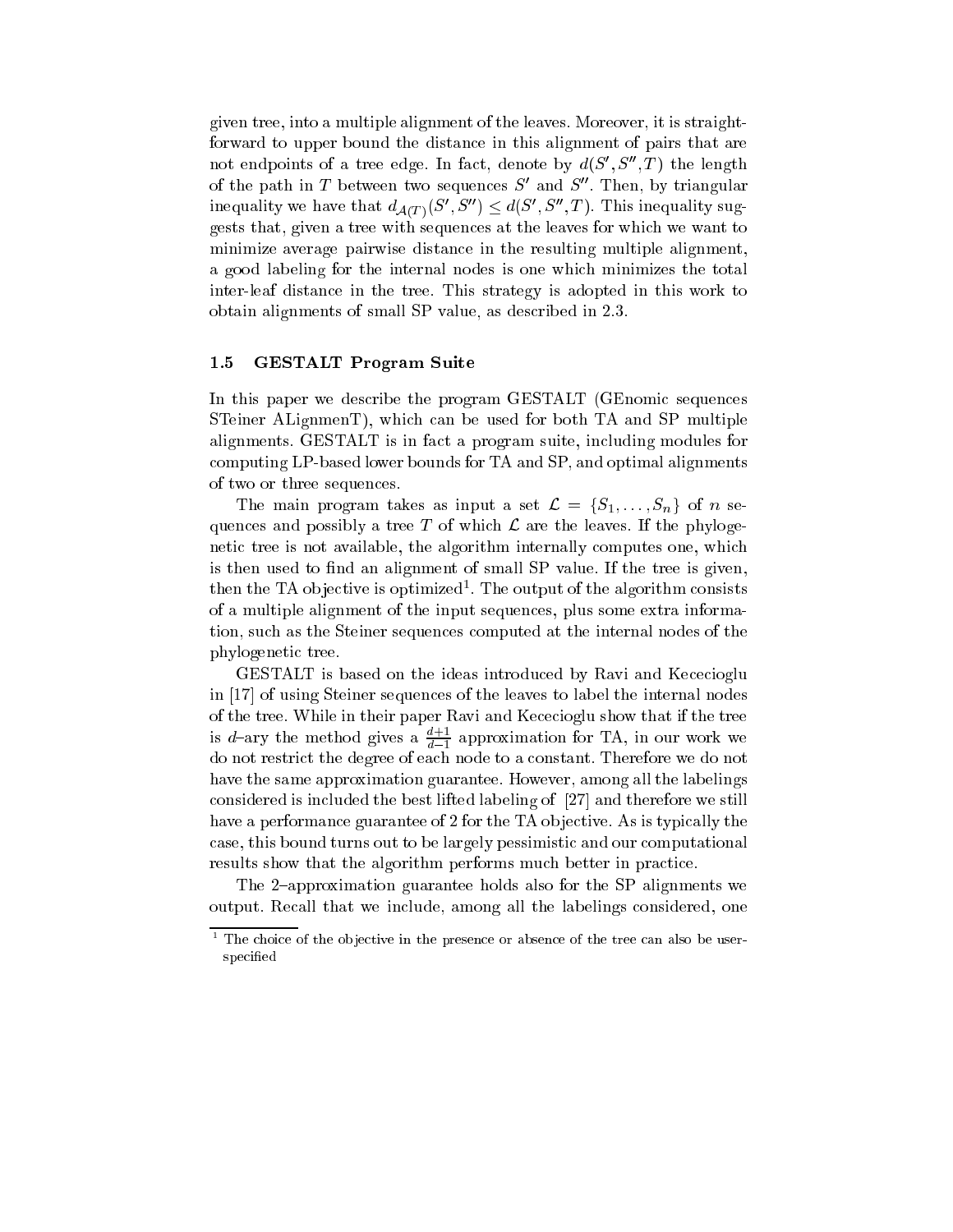given tree, into a multiple alignment of the leaves. Moreover, it is straightforward to upper bound the distance in this alignment of pairs that are not endpoints of a tree edge. In fact, denote by $d(S', S'', T)$ the length of the path in $T$ between two sequences $S'$ and $S''$. Then, by triangular inequality we have that $d_{\mathcal{A}(T)}(S', S'') \leq d(S', S'', T)$. This inequality suggests that, given a tree with sequences at the leaves for which we want to minimize average pairwise distance in the resulting multiple alignment, a good labeling for the internal nodes is one which minimizes the total inter-leaf distance in the tree. This strategy is adopted in this work to obtain alignments of small SP value, as described in 2.3.

### 1.5 GESTALT Program Suite

In this paper we describe the program GESTALT (GEnomic sequences STeiner ALignmenT), which can be used for both TA and SP multiple alignments. GESTALT is in fact a program suite, including modules for computing LP-based lower bounds for TA and SP, and optimal alignments of two or three sequences.

The main program takes as input a set $\mathcal{L} = \{S_1, \ldots, S_n\}$ of $n$ sequences and possibly a tree $T$ of which $\mathcal{L}$ are the leaves. If the phylogenetic tree is not available, the algorithm internally computes one, which is then used to find an alignment of small SP value. If the tree is given, then the TA objective is optimized[1]. The output of the algorithm consists of a multiple alignment of the input sequences, plus some extra information, such as the Steiner sequences computed at the internal nodes of the phylogenetic tree.

GESTALT is based on the ideas introduced by Ravi and Kececioglu in [17] of using Steiner sequences of the leaves to label the internal nodes of the tree. While in their paper Ravi and Kececioglu show that if the tree is $d$–ary the method gives a $\frac{d+1}{d-1}$ approximation for TA, in our work we do not restrict the degree of each node to a constant. Therefore we do not have the same approximation guarantee. However, among all the labelings considered is included the best lifted labeling of [27] and therefore we still have a performance guarantee of 2 for the TA objective. As is typically the case, this bound turns out to be largely pessimistic and our computational results show that the algorithm performs much better in practice.

The 2–approximation guarantee holds also for the SP alignments we output. Recall that we include, among all the labelings considered, one

[1] The choice of the objective in the presence or absence of the tree can also be user-specified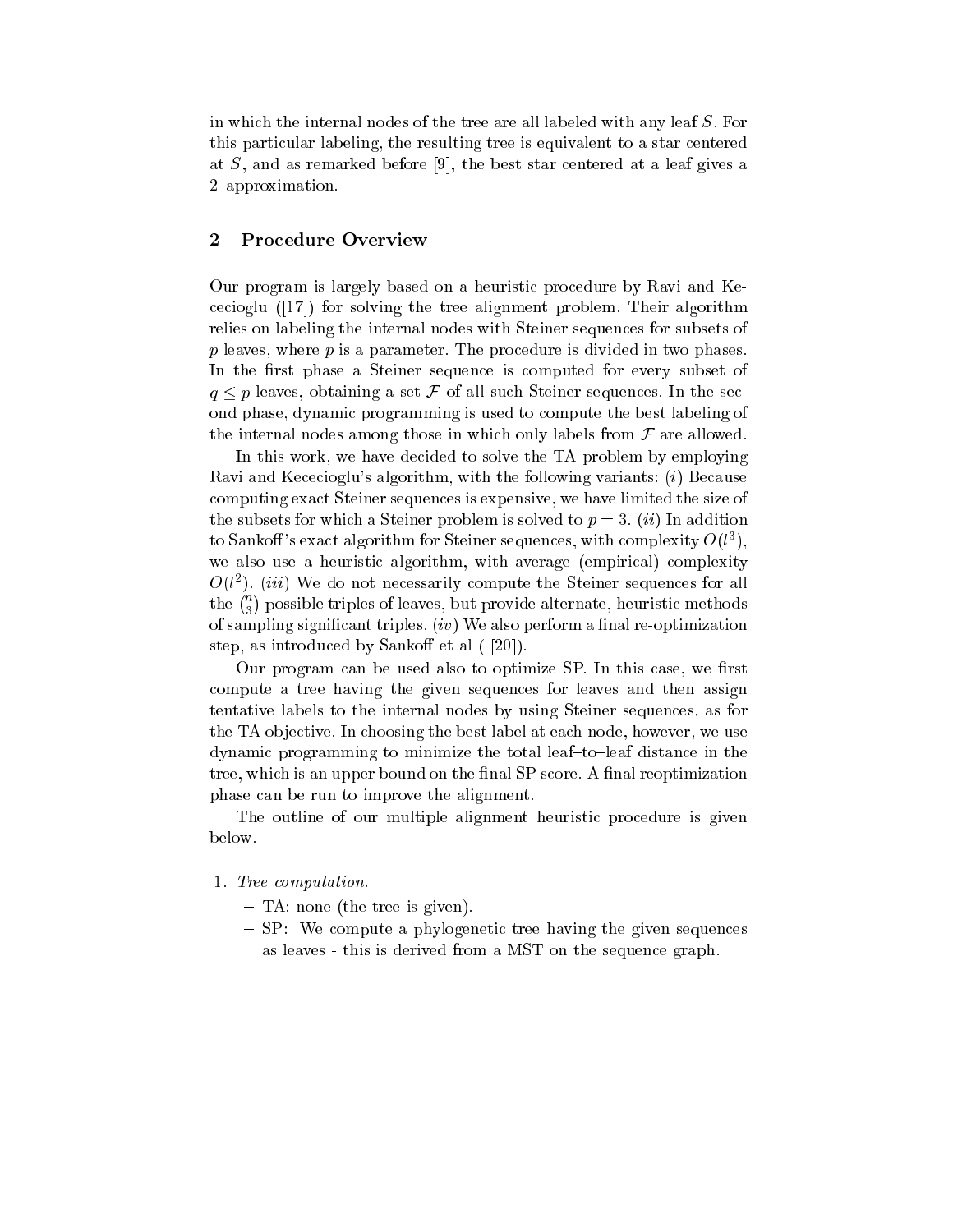in which the internal nodes of the tree are all labeled with any leaf $S$. For this particular labeling, the resulting tree is equivalent to a star centered at $S$, and as remarked before [9], the best star centered at a leaf gives a 2–approximation.

## 2 Procedure Overview

Our program is largely based on a heuristic procedure by Ravi and Kececioglu ([17]) for solving the tree alignment problem. Their algorithm relies on labeling the internal nodes with Steiner sequences for subsets of $p$ leaves, where $p$ is a parameter. The procedure is divided in two phases. In the first phase a Steiner sequence is computed for every subset of $q \leq p$ leaves, obtaining a set $\mathcal{F}$ of all such Steiner sequences. In the second phase, dynamic programming is used to compute the best labeling of the internal nodes among those in which only labels from $\mathcal{F}$ are allowed.

In this work, we have decided to solve the TA problem by employing Ravi and Kececioglu's algorithm, with the following variants: ($i$) Because computing exact Steiner sequences is expensive, we have limited the size of the subsets for which a Steiner problem is solved to $p = 3$. ($ii$) In addition to Sankoff's exact algorithm for Steiner sequences, with complexity $O(l^3)$, we also use a heuristic algorithm, with average (empirical) complexity $O(l^2)$. ($iii$) We do not necessarily compute the Steiner sequences for all the $\binom{n}{3}$ possible triples of leaves, but provide alternate, heuristic methods of sampling significant triples. ($iv$) We also perform a final re-optimization step, as introduced by Sankoff et al ( [20]).

Our program can be used also to optimize SP. In this case, we first compute a tree having the given sequences for leaves and then assign tentative labels to the internal nodes by using Steiner sequences, as for the TA objective. In choosing the best label at each node, however, we use dynamic programming to minimize the total leaf–to–leaf distance in the tree, which is an upper bound on the final SP score. A final reoptimization phase can be run to improve the alignment.

The outline of our multiple alignment heuristic procedure is given below.

1. *Tree computation.*
   - TA: none (the tree is given).
   - SP: We compute a phylogenetic tree having the given sequences as leaves - this is derived from a MST on the sequence graph.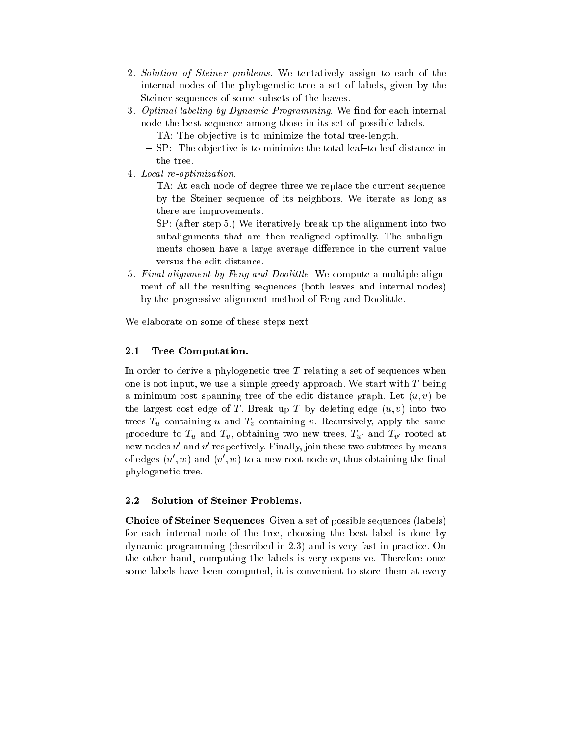2. *Solution of Steiner problems.* We tentatively assign to each of the internal nodes of the phylogenetic tree a set of labels, given by the Steiner sequences of some subsets of the leaves.
3. *Optimal labeling by Dynamic Programming.* We find for each internal node the best sequence among those in its set of possible labels.
   - TA: The objective is to minimize the total tree-length.
   - SP: The objective is to minimize the total leaf–to-leaf distance in the tree.
4. *Local re-optimization.*
   - TA: At each node of degree three we replace the current sequence by the Steiner sequence of its neighbors. We iterate as long as there are improvements.
   - SP: (after step 5.) We iteratively break up the alignment into two subalignments that are then realigned optimally. The subalignments chosen have a large average difference in the current value versus the edit distance.
5. *Final alignment by Feng and Doolittle.* We compute a multiple alignment of all the resulting sequences (both leaves and internal nodes) by the progressive alignment method of Feng and Doolittle.

We elaborate on some of these steps next.

### 2.1 Tree Computation.

In order to derive a phylogenetic tree $T$ relating a set of sequences when one is not input, we use a simple greedy approach. We start with $T$ being a minimum cost spanning tree of the edit distance graph. Let $(u, v)$ be the largest cost edge of $T$. Break up $T$ by deleting edge $(u, v)$ into two trees $T_u$ containing $u$ and $T_v$ containing $v$. Recursively, apply the same procedure to $T_u$ and $T_v$, obtaining two new trees, $T_{u'}$ and $T_{v'}$ rooted at new nodes $u'$ and $v'$ respectively. Finally, join these two subtrees by means of edges $(u', w)$ and $(v', w)$ to a new root node $w$, thus obtaining the final phylogenetic tree.

### 2.2 Solution of Steiner Problems.

**Choice of Steiner Sequences** Given a set of possible sequences (labels) for each internal node of the tree, choosing the best label is done by dynamic programming (described in 2.3) and is very fast in practice. On the other hand, computing the labels is very expensive. Therefore once some labels have been computed, it is convenient to store them at every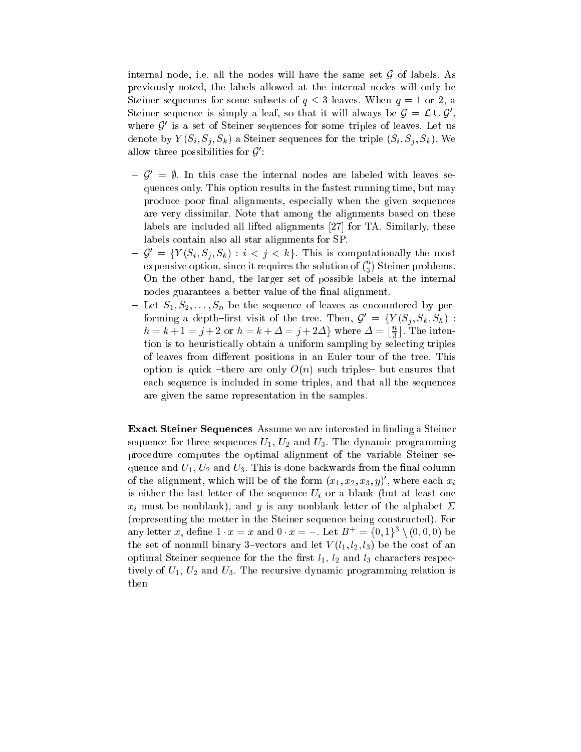internal node, i.e. all the nodes will have the same set $\mathcal{G}$ of labels. As previously noted, the labels allowed at the internal nodes will only be Steiner sequences for some subsets of $q \leq 3$ leaves. When $q = 1$ or 2, a Steiner sequence is simply a leaf, so that it will always be $\mathcal{G} = \mathcal{L} \cup \mathcal{G}'$, where $\mathcal{G}'$ is a set of Steiner sequences for some triples of leaves. Let us denote by $Y(S_i, S_j, S_k)$ a Steiner sequences for the triple $(S_i, S_j, S_k)$. We allow three possibilities for $\mathcal{G}'$:

- $\mathcal{G}' = \emptyset$. In this case the internal nodes are labeled with leaves sequences only. This option results in the fastest running time, but may produce poor final alignments, especially when the given sequences are very dissimilar. Note that among the alignments based on these labels are included all lifted alignments [27] for TA. Similarly, these labels contain also all star alignments for SP.
- $\mathcal{G}' = \{Y(S_i, S_j, S_k) : i < j < k\}$. This is computationally the most expensive option, since it requires the solution of $\binom{n}{3}$ Steiner problems. On the other hand, the larger set of possible labels at the internal nodes guarantees a better value of the final alignment.
- Let $S_1, S_2, \ldots, S_n$ be the sequence of leaves as encountered by performing a depth–first visit of the tree. Then, $\mathcal{G}' = \{Y(S_j, S_k, S_h) : h = k+1 = j+2 \text{ or } h = k + \Delta = j + 2\Delta\}$ where $\Delta = \lfloor \frac{n}{3} \rfloor$. The intention is to heuristically obtain a uniform sampling by selecting triples of leaves from different positions in an Euler tour of the tree. This option is quick –there are only $O(n)$ such triples– but ensures that each sequence is included in some triples, and that all the sequences are given the same representation in the samples.

**Exact Steiner Sequences** Assume we are interested in finding a Steiner sequence for three sequences $U_1$, $U_2$ and $U_3$. The dynamic programming procedure computes the optimal alignment of the variable Steiner sequence and $U_1$, $U_2$ and $U_3$. This is done backwards from the final column of the alignment, which will be of the form $(x_1, x_2, x_3, y)'$, where each $x_i$ is either the last letter of the sequence $U_i$ or a blank (but at least one $x_i$ must be nonblank), and $y$ is any nonblank letter of the alphabet $\Sigma$ (representing the metter in the Steiner sequence being constructed). For any letter $x$, define $1 \cdot x = x$ and $0 \cdot x = -$. Let $B^+ = \{0,1\}^3 \setminus (0,0,0)$ be the set of nonnull binary 3–vectors and let $V(l_1, l_2, l_3)$ be the cost of an optimal Steiner sequence for the the first $l_1$, $l_2$ and $l_3$ characters respectively of $U_1$, $U_2$ and $U_3$. The recursive dynamic programming relation is then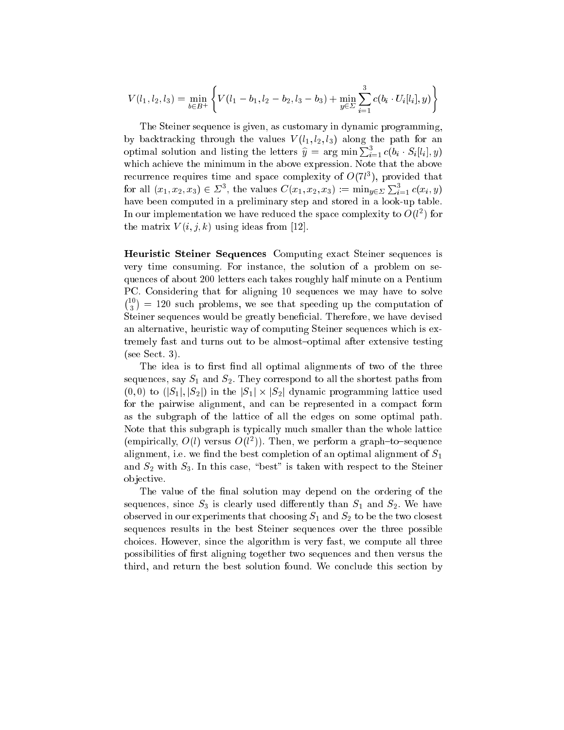$$V(l_1, l_2, l_3) = \min_{b \in B^+} \left\{ V(l_1 - b_1, l_2 - b_2, l_3 - b_3) + \min_{y \in \Sigma} \sum_{i=1}^{3} c(b_i \cdot U_i[l_i], y) \right\}$$

The Steiner sequence is given, as customary in dynamic programming, by backtracking through the values $V(l_1, l_2, l_3)$ along the path for an optimal solution and listing the letters $\widehat{y} = \arg\min \sum_{i=1}^{3} c(b_i \cdot S_i[l_i], y)$ which achieve the minimum in the above expression. Note that the above recurrence requires time and space complexity of $O(7l^3)$, provided that for all $(x_1, x_2, x_3) \in \Sigma^3$, the values $C(x_1, x_2, x_3) := \min_{y \in \Sigma} \sum_{i=1}^{3} c(x_i, y)$ have been computed in a preliminary step and stored in a look-up table. In our implementation we have reduced the space complexity to $O(l^2)$ for the matrix $V(i, j, k)$ using ideas from [12].

**Heuristic Steiner Sequences** Computing exact Steiner sequences is very time consuming. For instance, the solution of a problem on sequences of about 200 letters each takes roughly half minute on a Pentium PC. Considering that for aligning 10 sequences we may have to solve $\binom{10}{3} = 120$ such problems, we see that speeding up the computation of Steiner sequences would be greatly beneficial. Therefore, we have devised an alternative, heuristic way of computing Steiner sequences which is extremely fast and turns out to be almost–optimal after extensive testing (see Sect. 3).

The idea is to first find all optimal alignments of two of the three sequences, say $S_1$ and $S_2$. They correspond to all the shortest paths from $(0, 0)$ to $(|S_1|, |S_2|)$ in the $|S_1| \times |S_2|$ dynamic programming lattice used for the pairwise alignment, and can be represented in a compact form as the subgraph of the lattice of all the edges on some optimal path. Note that this subgraph is typically much smaller than the whole lattice (empirically, $O(l)$ versus $O(l^2)$). Then, we perform a graph–to–sequence alignment, i.e. we find the best completion of an optimal alignment of $S_1$ and $S_2$ with $S_3$. In this case, "best" is taken with respect to the Steiner objective.

The value of the final solution may depend on the ordering of the sequences, since $S_3$ is clearly used differently than $S_1$ and $S_2$. We have observed in our experiments that choosing $S_1$ and $S_2$ to be the two closest sequences results in the best Steiner sequences over the three possible choices. However, since the algorithm is very fast, we compute all three possibilities of first aligning together two sequences and then versus the third, and return the best solution found. We conclude this section by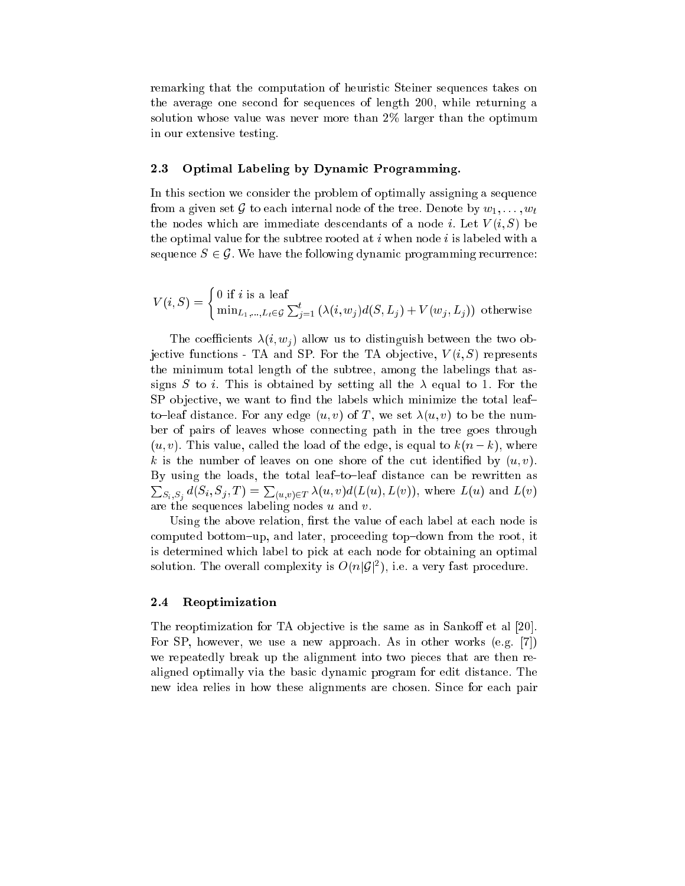remarking that the computation of heuristic Steiner sequences takes on the average one second for sequences of length 200, while returning a solution whose value was never more than 2% larger than the optimum in our extensive testing.

### 2.3 Optimal Labeling by Dynamic Programming.

In this section we consider the problem of optimally assigning a sequence from a given set $\mathcal{G}$ to each internal node of the tree. Denote by $w_1, \ldots, w_t$ the nodes which are immediate descendants of a node $i$. Let $V(i, S)$ be the optimal value for the subtree rooted at $i$ when node $i$ is labeled with a sequence $S \in \mathcal{G}$. We have the following dynamic programming recurrence:

$$V(i,S) = \begin{cases} 0 \text{ if } i \text{ is a leaf} \\ \min_{L_1,\ldots,L_t \in \mathcal{G}} \sum_{j=1}^{t} \left( \lambda(i, w_j) d(S, L_j) + V(w_j, L_j) \right) \text{ otherwise} \end{cases}$$

The coefficients $\lambda(i, w_j)$ allow us to distinguish between the two objective functions - TA and SP. For the TA objective, $V(i, S)$ represents the minimum total length of the subtree, among the labelings that assigns $S$ to $i$. This is obtained by setting all the $\lambda$ equal to 1. For the SP objective, we want to find the labels which minimize the total leaf–to–leaf distance. For any edge $(u, v)$ of $T$, we set $\lambda(u, v)$ to be the number of pairs of leaves whose connecting path in the tree goes through $(u, v)$. This value, called the load of the edge, is equal to $k(n-k)$, where $k$ is the number of leaves on one shore of the cut identified by $(u, v)$. By using the loads, the total leaf–to–leaf distance can be rewritten as $\sum_{S_i,S_j} d(S_i, S_j, T) = \sum_{(u,v) \in T} \lambda(u, v) d(L(u), L(v))$, where $L(u)$ and $L(v)$ are the sequences labeling nodes $u$ and $v$.

Using the above relation, first the value of each label at each node is computed bottom–up, and later, proceeding top–down from the root, it is determined which label to pick at each node for obtaining an optimal solution. The overall complexity is $O(n|\mathcal{G}|^2)$, i.e. a very fast procedure.

### 2.4 Reoptimization

The reoptimization for TA objective is the same as in Sankoff et al [20]. For SP, however, we use a new approach. As in other works (e.g. [7]) we repeatedly break up the alignment into two pieces that are then realigned optimally via the basic dynamic program for edit distance. The new idea relies in how these alignments are chosen. Since for each pair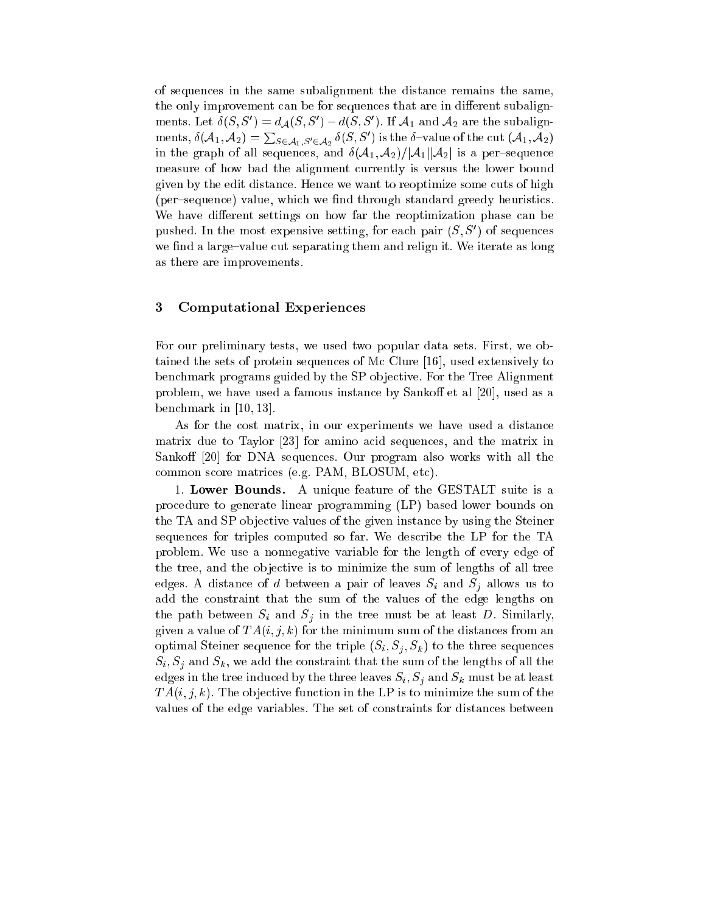of sequences in the same subalignment the distance remains the same, the only improvement can be for sequences that are in different subalignments. Let $\delta(S, S') = d_{\mathcal{A}}(S, S') - d(S, S')$. If $\mathcal{A}_1$ and $\mathcal{A}_2$ are the subalignments, $\delta(\mathcal{A}_1, \mathcal{A}_2) = \sum_{S \in \mathcal{A}_1, S' \in \mathcal{A}_2} \delta(S, S')$ is the $\delta$–value of the cut $(\mathcal{A}_1, \mathcal{A}_2)$ in the graph of all sequences, and $\delta(\mathcal{A}_1, \mathcal{A}_2)/|\mathcal{A}_1||\mathcal{A}_2|$ is a per–sequence measure of how bad the alignment currently is versus the lower bound given by the edit distance. Hence we want to reoptimize some cuts of high (per–sequence) value, which we find through standard greedy heuristics. We have different settings on how far the reoptimization phase can be pushed. In the most expensive setting, for each pair $(S, S')$ of sequences we find a large–value cut separating them and relign it. We iterate as long as there are improvements.

## 3 Computational Experiences

For our preliminary tests, we used two popular data sets. First, we obtained the sets of protein sequences of Mc Clure [16], used extensively to benchmark programs guided by the SP objective. For the Tree Alignment problem, we have used a famous instance by Sankoff et al [20], used as a benchmark in [10, 13].

As for the cost matrix, in our experiments we have used a distance matrix due to Taylor [23] for amino acid sequences, and the matrix in Sankoff [20] for DNA sequences. Our program also works with all the common score matrices (e.g. PAM, BLOSUM, etc).

1. **Lower Bounds.** A unique feature of the GESTALT suite is a procedure to generate linear programming (LP) based lower bounds on the TA and SP objective values of the given instance by using the Steiner sequences for triples computed so far. We describe the LP for the TA problem. We use a nonnegative variable for the length of every edge of the tree, and the objective is to minimize the sum of lengths of all tree edges. A distance of $d$ between a pair of leaves $S_i$ and $S_j$ allows us to add the constraint that the sum of the values of the edge lengths on the path between $S_i$ and $S_j$ in the tree must be at least $D$. Similarly, given a value of $TA(i, j, k)$ for the minimum sum of the distances from an optimal Steiner sequence for the triple $(S_i, S_j, S_k)$ to the three sequences $S_i, S_j$ and $S_k$, we add the constraint that the sum of the lengths of all the edges in the tree induced by the three leaves $S_i, S_j$ and $S_k$ must be at least $TA(i, j, k)$. The objective function in the LP is to minimize the sum of the values of the edge variables. The set of constraints for distances between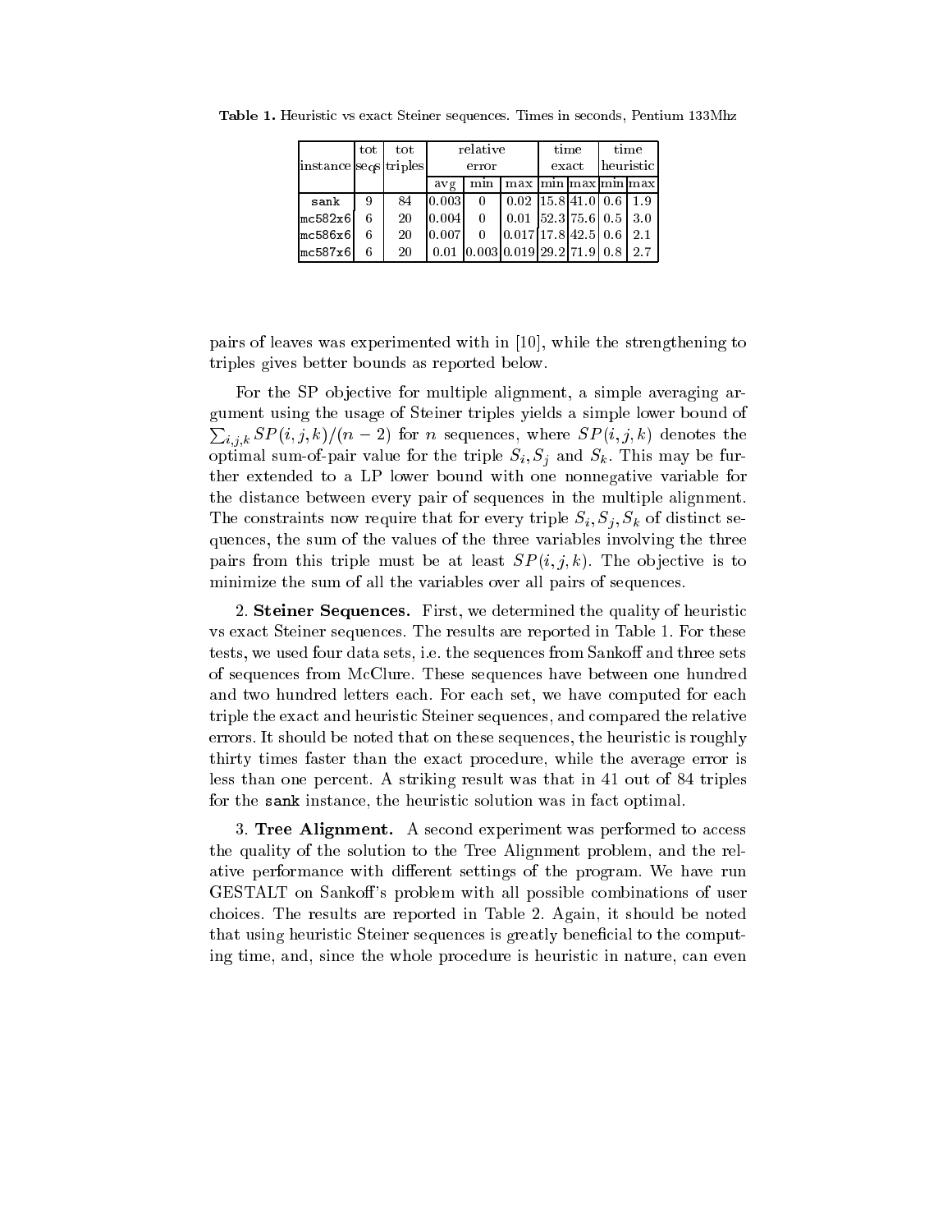**Table 1.** Heuristic vs exact Steiner sequences. Times in seconds, Pentium 133Mhz

| instance | tot seqs | tot triples | relative error | | | time exact | | time heuristic | |
|---|---|---|---|---|---|---|---|---|---|
| | | | avg | min | max | min | max | min | max |
| sank | 9 | 84 | 0.003 | 0 | 0.02 | 15.8 | 41.0 | 0.6 | 1.9 |
| mc582x6 | 6 | 20 | 0.004 | 0 | 0.01 | 52.3 | 75.6 | 0.5 | 3.0 |
| mc586x6 | 6 | 20 | 0.007 | 0 | 0.017 | 17.8 | 42.5 | 0.6 | 2.1 |
| mc587x6 | 6 | 20 | 0.01 | 0.003 | 0.019 | 29.2 | 71.9 | 0.8 | 2.7 |

pairs of leaves was experimented with in [10], while the strengthening to triples gives better bounds as reported below.

For the SP objective for multiple alignment, a simple averaging argument using the usage of Steiner triples yields a simple lower bound of $\sum_{i,j,k} SP(i,j,k)/(n-2)$ for $n$ sequences, where $SP(i,j,k)$ denotes the optimal sum-of-pair value for the triple $S_i, S_j$ and $S_k$. This may be further extended to a LP lower bound with one nonnegative variable for the distance between every pair of sequences in the multiple alignment. The constraints now require that for every triple $S_i, S_j, S_k$ of distinct sequences, the sum of the values of the three variables involving the three pairs from this triple must be at least $SP(i,j,k)$. The objective is to minimize the sum of all the variables over all pairs of sequences.

2. **Steiner Sequences.** First, we determined the quality of heuristic vs exact Steiner sequences. The results are reported in Table 1. For these tests, we used four data sets, i.e. the sequences from Sankoff and three sets of sequences from McClure. These sequences have between one hundred and two hundred letters each. For each set, we have computed for each triple the exact and heuristic Steiner sequences, and compared the relative errors. It should be noted that on these sequences, the heuristic is roughly thirty times faster than the exact procedure, while the average error is less than one percent. A striking result was that in 41 out of 84 triples for the sank instance, the heuristic solution was in fact optimal.

3. **Tree Alignment.** A second experiment was performed to access the quality of the solution to the Tree Alignment problem, and the relative performance with different settings of the program. We have run GESTALT on Sankoff's problem with all possible combinations of user choices. The results are reported in Table 2. Again, it should be noted that using heuristic Steiner sequences is greatly beneficial to the computing time, and, since the whole procedure is heuristic in nature, can even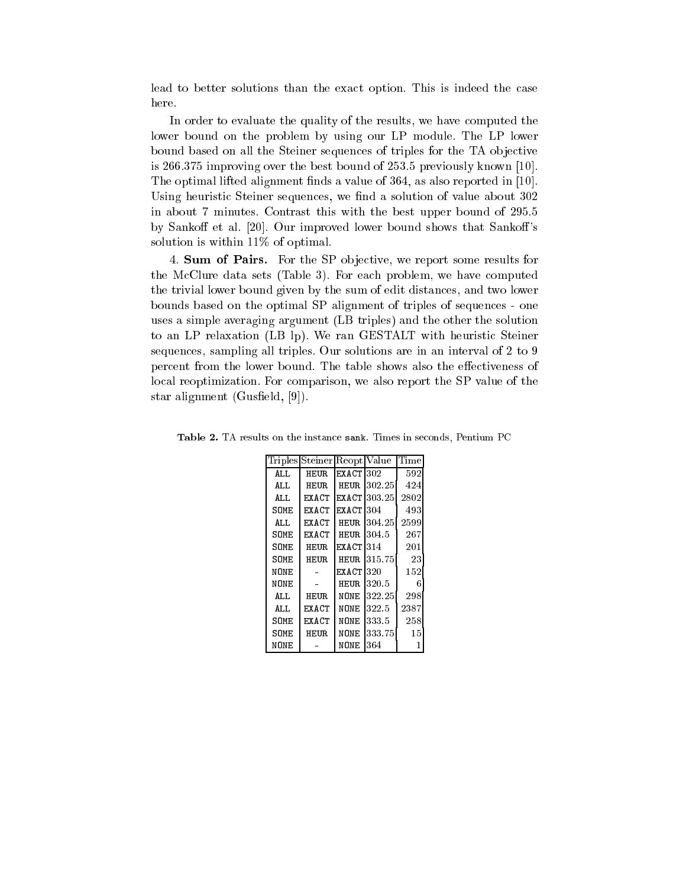lead to better solutions than the exact option. This is indeed the case here.

In order to evaluate the quality of the results, we have computed the lower bound on the problem by using our LP module. The LP lower bound based on all the Steiner sequences of triples for the TA objective is 266.375 improving over the best bound of 253.5 previously known [10]. The optimal lifted alignment finds a value of 364, as also reported in [10]. Using heuristic Steiner sequences, we find a solution of value about 302 in about 7 minutes. Contrast this with the best upper bound of 295.5 by Sankoff et al. [20]. Our improved lower bound shows that Sankoff's solution is within 11% of optimal.

4. **Sum of Pairs.** For the SP objective, we report some results for the McClure data sets (Table 3). For each problem, we have computed the trivial lower bound given by the sum of edit distances, and two lower bounds based on the optimal SP alignment of triples of sequences - one uses a simple averaging argument (LB triples) and the other the solution to an LP relaxation (LB lp). We ran GESTALT with heuristic Steiner sequences, sampling all triples. Our solutions are in an interval of 2 to 9 percent from the lower bound. The table shows also the effectiveness of local reoptimization. For comparison, we also report the SP value of the star alignment (Gusfield, [9]).

**Table 2.** TA results on the instance `sank`. Times in seconds, Pentium PC

| Triples | Steiner | Reopt | Value | Time |
|---|---|---|---|---|
| ALL | HEUR | EXACT | 302 | 592 |
| ALL | HEUR | HEUR | 302.25 | 424 |
| ALL | EXACT | EXACT | 303.25 | 2802 |
| SOME | EXACT | EXACT | 304 | 493 |
| ALL | EXACT | HEUR | 304.25 | 2599 |
| SOME | EXACT | HEUR | 304.5 | 267 |
| SOME | HEUR | EXACT | 314 | 201 |
| SOME | HEUR | HEUR | 315.75 | 23 |
| NONE | - | EXACT | 320 | 152 |
| NONE | - | HEUR | 320.5 | 6 |
| ALL | HEUR | NONE | 322.25 | 298 |
| ALL | EXACT | NONE | 322.5 | 2387 |
| SOME | EXACT | NONE | 333.5 | 258 |
| SOME | HEUR | NONE | 333.75 | 15 |
| NONE | - | NONE | 364 | 1 |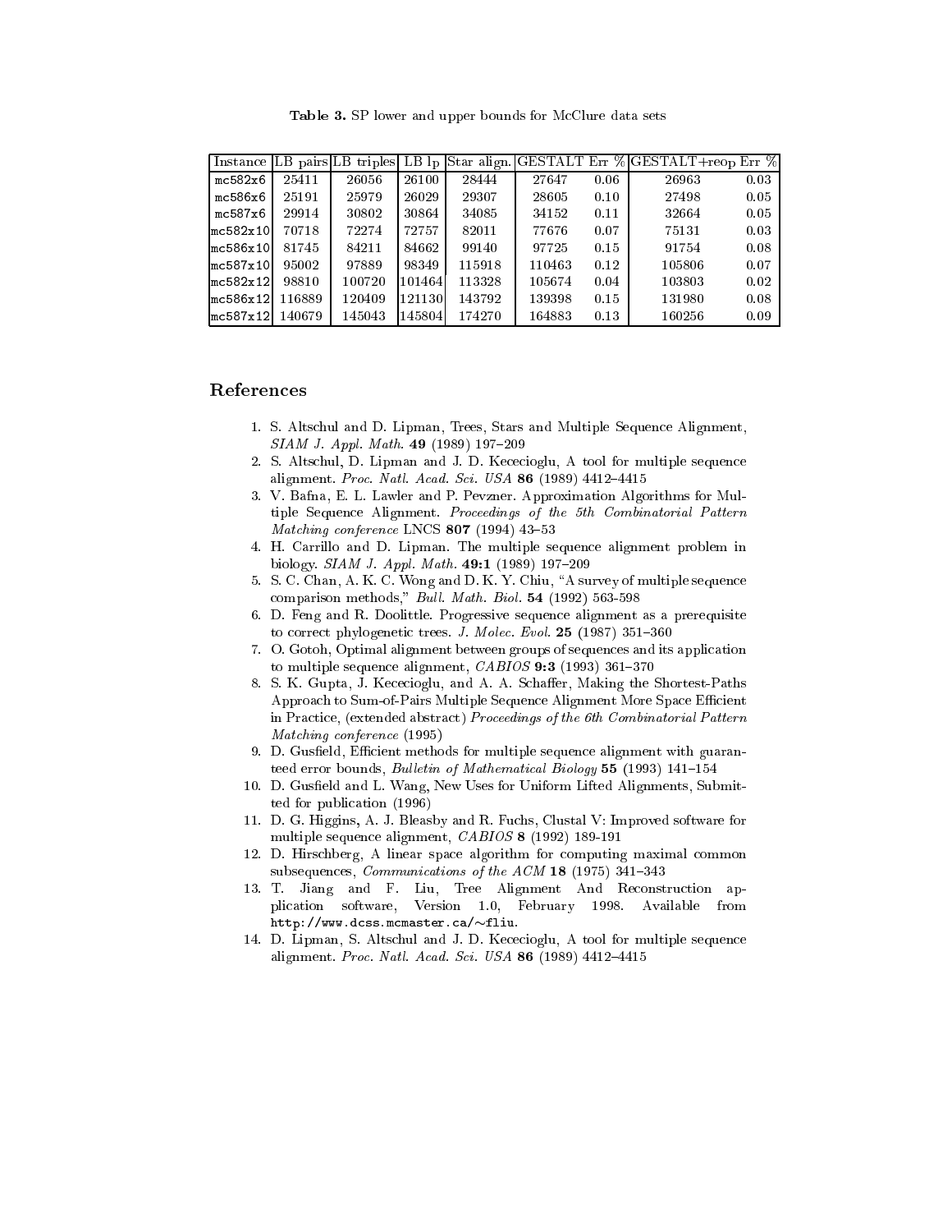**Table 3.** SP lower and upper bounds for McClure data sets

| Instance | LB pairs | LB triples | LB lp | Star align. | GESTALT | Err % | GESTALT+reop | Err % |
|---|---|---|---|---|---|---|---|---|
| mc582x6 | 25411 | 26056 | 26100 | 28444 | 27647 | 0.06 | 26963 | 0.03 |
| mc586x6 | 25191 | 25979 | 26029 | 29307 | 28605 | 0.10 | 27498 | 0.05 |
| mc587x6 | 29914 | 30802 | 30864 | 34085 | 34152 | 0.11 | 32664 | 0.05 |
| mc582x10 | 70718 | 72274 | 72757 | 82011 | 77676 | 0.07 | 75131 | 0.03 |
| mc586x10 | 81745 | 84211 | 84662 | 99140 | 97725 | 0.15 | 91754 | 0.08 |
| mc587x10 | 95002 | 97889 | 98349 | 115918 | 110463 | 0.12 | 105806 | 0.07 |
| mc582x12 | 98810 | 100720 | 101464 | 113328 | 105674 | 0.04 | 103803 | 0.02 |
| mc586x12 | 116889 | 120409 | 121130 | 143792 | 139398 | 0.15 | 131980 | 0.08 |
| mc587x12 | 140679 | 145043 | 145804 | 174270 | 164883 | 0.13 | 160256 | 0.09 |

## References

1. S. Altschul and D. Lipman, Trees, Stars and Multiple Sequence Alignment, *SIAM J. Appl. Math.* **49** (1989) 197–209
2. S. Altschul, D. Lipman and J. D. Kececioglu, A tool for multiple sequence alignment. *Proc. Natl. Acad. Sci. USA* **86** (1989) 4412–4415
3. V. Bafna, E. L. Lawler and P. Pevzner. Approximation Algorithms for Multiple Sequence Alignment. *Proceedings of the 5th Combinatorial Pattern Matching conference* LNCS **807** (1994) 43–53
4. H. Carrillo and D. Lipman. The multiple sequence alignment problem in biology. *SIAM J. Appl. Math.* **49:1** (1989) 197–209
5. S. C. Chan, A. K. C. Wong and D. K. Y. Chiu, "A survey of multiple sequence comparison methods," *Bull. Math. Biol.* **54** (1992) 563-598
6. D. Feng and R. Doolittle. Progressive sequence alignment as a prerequisite to correct phylogenetic trees. *J. Molec. Evol.* **25** (1987) 351–360
7. O. Gotoh, Optimal alignment between groups of sequences and its application to multiple sequence alignment, *CABIOS* **9:3** (1993) 361–370
8. S. K. Gupta, J. Kececioglu, and A. A. Schaffer, Making the Shortest-Paths Approach to Sum-of-Pairs Multiple Sequence Alignment More Space Efficient in Practice, (extended abstract) *Proceedings of the 6th Combinatorial Pattern Matching conference* (1995)
9. D. Gusfield, Efficient methods for multiple sequence alignment with guaranteed error bounds, *Bulletin of Mathematical Biology* **55** (1993) 141–154
10. D. Gusfield and L. Wang, New Uses for Uniform Lifted Alignments, Submitted for publication (1996)
11. D. G. Higgins, A. J. Bleasby and R. Fuchs, Clustal V: Improved software for multiple sequence alignment, *CABIOS* **8** (1992) 189-191
12. D. Hirschberg, A linear space algorithm for computing maximal common subsequences, *Communications of the ACM* **18** (1975) 341–343
13. T. Jiang and F. Liu, Tree Alignment And Reconstruction application software, Version 1.0, February 1998. Available from `http://www.dcss.mcmaster.ca/~fliu`.
14. D. Lipman, S. Altschul and J. D. Kececioglu, A tool for multiple sequence alignment. *Proc. Natl. Acad. Sci. USA* **86** (1989) 4412–4415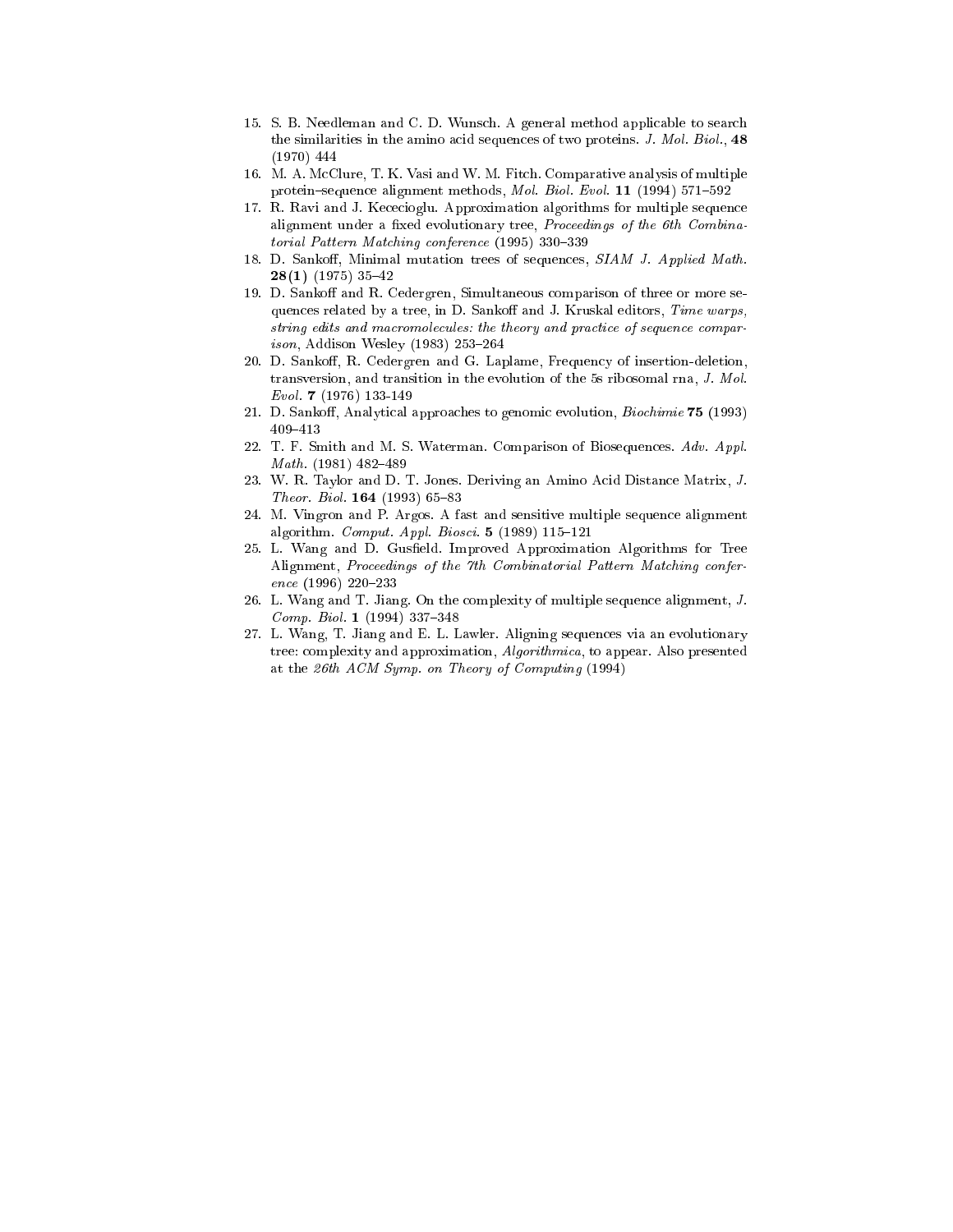15. S. B. Needleman and C. D. Wunsch. A general method applicable to search the similarities in the amino acid sequences of two proteins. *J. Mol. Biol.*, **48** (1970) 444
16. M. A. McClure, T. K. Vasi and W. M. Fitch. Comparative analysis of multiple protein–sequence alignment methods, *Mol. Biol. Evol.* **11** (1994) 571–592
17. R. Ravi and J. Kececioglu. Approximation algorithms for multiple sequence alignment under a fixed evolutionary tree, *Proceedings of the 6th Combinatorial Pattern Matching conference* (1995) 330–339
18. D. Sankoff, Minimal mutation trees of sequences, *SIAM J. Applied Math.* **28(1)** (1975) 35–42
19. D. Sankoff and R. Cedergren, Simultaneous comparison of three or more sequences related by a tree, in D. Sankoff and J. Kruskal editors, *Time warps, string edits and macromolecules: the theory and practice of sequence comparison*, Addison Wesley (1983) 253–264
20. D. Sankoff, R. Cedergren and G. Laplame, Frequency of insertion-deletion, transversion, and transition in the evolution of the 5s ribosomal rna, *J. Mol. Evol.* **7** (1976) 133-149
21. D. Sankoff, Analytical approaches to genomic evolution, *Biochimie* **75** (1993) 409–413
22. T. F. Smith and M. S. Waterman. Comparison of Biosequences. *Adv. Appl. Math.* (1981) 482–489
23. W. R. Taylor and D. T. Jones. Deriving an Amino Acid Distance Matrix, *J. Theor. Biol.* **164** (1993) 65–83
24. M. Vingron and P. Argos. A fast and sensitive multiple sequence alignment algorithm. *Comput. Appl. Biosci.* **5** (1989) 115–121
25. L. Wang and D. Gusfield. Improved Approximation Algorithms for Tree Alignment, *Proceedings of the 7th Combinatorial Pattern Matching conference* (1996) 220–233
26. L. Wang and T. Jiang. On the complexity of multiple sequence alignment, *J. Comp. Biol.* **1** (1994) 337–348
27. L. Wang, T. Jiang and E. L. Lawler. Aligning sequences via an evolutionary tree: complexity and approximation, *Algorithmica*, to appear. Also presented at the *26th ACM Symp. on Theory of Computing* (1994)